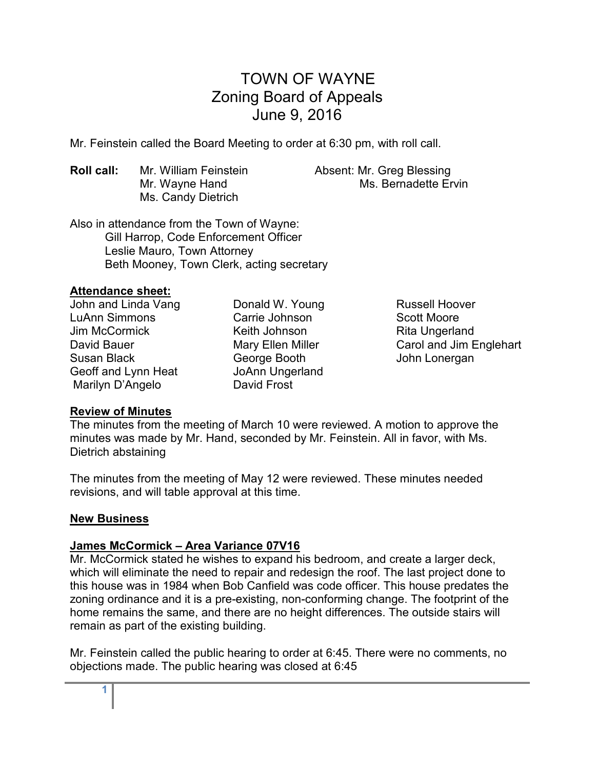# TOWN OF WAYNE
## Zoning Board of Appeals
## June 9, 2016

Mr. Feinstein called the Board Meeting to order at 6:30 pm, with roll call.

**Roll call:** Mr. William Feinstein
Mr. Wayne Hand
Ms. Candy Dietrich

Absent: Mr. Greg Blessing
Ms. Bernadette Ervin

Also in attendance from the Town of Wayne:
Gill Harrop, Code Enforcement Officer
Leslie Mauro, Town Attorney
Beth Mooney, Town Clerk, acting secretary

**Attendance sheet:**

John and Linda Vang
LuAnn Simmons
Jim McCormick
David Bauer
Susan Black
Geoff and Lynn Heat
Marilyn D'Angelo
Donald W. Young
Carrie Johnson
Keith Johnson
Mary Ellen Miller
George Booth
JoAnn Ungerland
David Frost
Russell Hoover
Scott Moore
Rita Ungerland
Carol and Jim Englehart
John Lonergan

**Review of Minutes**

The minutes from the meeting of March 10 were reviewed. A motion to approve the minutes was made by Mr. Hand, seconded by Mr. Feinstein. All in favor, with Ms. Dietrich abstaining

The minutes from the meeting of May 12 were reviewed. These minutes needed revisions, and will table approval at this time.

**New Business**

**James McCormick – Area Variance 07V16**

Mr. McCormick stated he wishes to expand his bedroom, and create a larger deck, which will eliminate the need to repair and redesign the roof. The last project done to this house was in 1984 when Bob Canfield was code officer. This house predates the zoning ordinance and it is a pre-existing, non-conforming change. The footprint of the home remains the same, and there are no height differences. The outside stairs will remain as part of the existing building.

Mr. Feinstein called the public hearing to order at 6:45. There were no comments, no objections made. The public hearing was closed at 6:45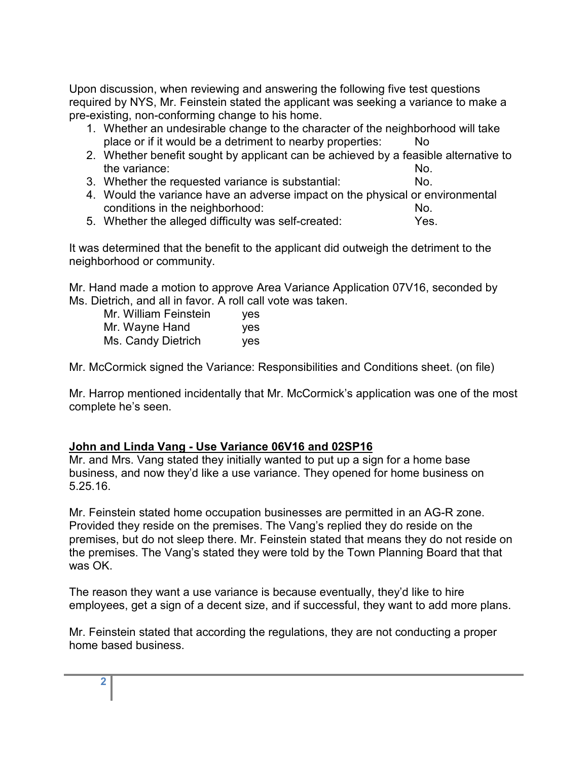Upon discussion, when reviewing and answering the following five test questions required by NYS, Mr. Feinstein stated the applicant was seeking a variance to make a pre-existing, non-conforming change to his home.

1. Whether an undesirable change to the character of the neighborhood will take place or if it would be a detriment to nearby properties: No
2. Whether benefit sought by applicant can be achieved by a feasible alternative to the variance: No.
3. Whether the requested variance is substantial: No.
4. Would the variance have an adverse impact on the physical or environmental conditions in the neighborhood: No.
5. Whether the alleged difficulty was self-created: Yes.

It was determined that the benefit to the applicant did outweigh the detriment to the neighborhood or community.

Mr. Hand made a motion to approve Area Variance Application 07V16, seconded by Ms. Dietrich, and all in favor. A roll call vote was taken.

| | |
|---|---|
| Mr. William Feinstein | yes |
| Mr. Wayne Hand | yes |
| Ms. Candy Dietrich | yes |

Mr. McCormick signed the Variance: Responsibilities and Conditions sheet. (on file)

Mr. Harrop mentioned incidentally that Mr. McCormick's application was one of the most complete he's seen.

**John and Linda Vang - Use Variance 06V16 and 02SP16**

Mr. and Mrs. Vang stated they initially wanted to put up a sign for a home base business, and now they'd like a use variance. They opened for home business on 5.25.16.

Mr. Feinstein stated home occupation businesses are permitted in an AG-R zone. Provided they reside on the premises. The Vang's replied they do reside on the premises, but do not sleep there. Mr. Feinstein stated that means they do not reside on the premises. The Vang's stated they were told by the Town Planning Board that that was OK.

The reason they want a use variance is because eventually, they'd like to hire employees, get a sign of a decent size, and if successful, they want to add more plans.

Mr. Feinstein stated that according the regulations, they are not conducting a proper home based business.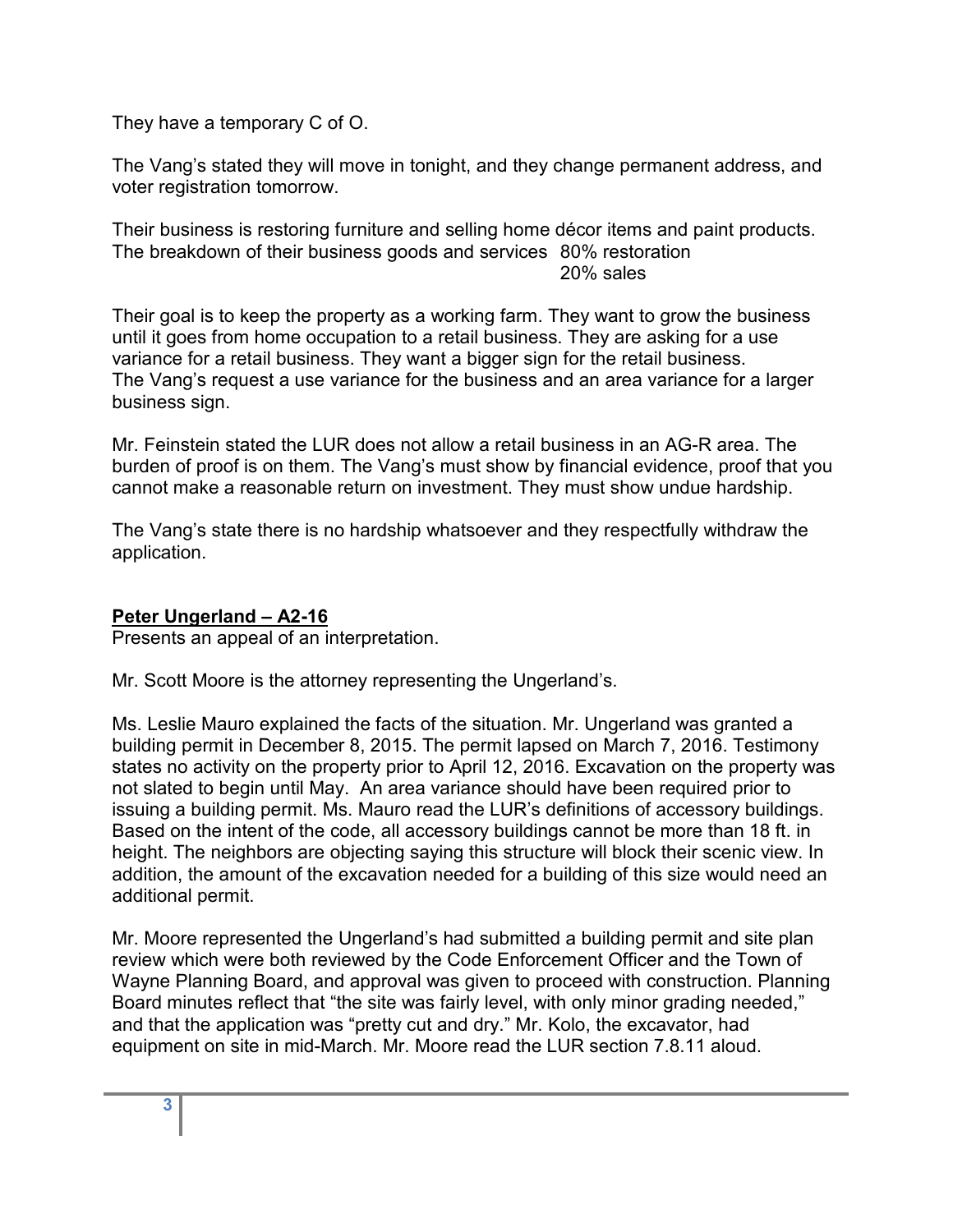They have a temporary C of O.

The Vang's stated they will move in tonight, and they change permanent address, and voter registration tomorrow.

Their business is restoring furniture and selling home décor items and paint products. The breakdown of their business goods and services 80% restoration
20% sales

Their goal is to keep the property as a working farm. They want to grow the business until it goes from home occupation to a retail business. They are asking for a use variance for a retail business. They want a bigger sign for the retail business. The Vang's request a use variance for the business and an area variance for a larger business sign.

Mr. Feinstein stated the LUR does not allow a retail business in an AG-R area. The burden of proof is on them. The Vang's must show by financial evidence, proof that you cannot make a reasonable return on investment. They must show undue hardship.

The Vang's state there is no hardship whatsoever and they respectfully withdraw the application.

**<u>Peter Ungerland – A2-16</u>**

Presents an appeal of an interpretation.

Mr. Scott Moore is the attorney representing the Ungerland's.

Ms. Leslie Mauro explained the facts of the situation. Mr. Ungerland was granted a building permit in December 8, 2015. The permit lapsed on March 7, 2016. Testimony states no activity on the property prior to April 12, 2016. Excavation on the property was not slated to begin until May. An area variance should have been required prior to issuing a building permit. Ms. Mauro read the LUR's definitions of accessory buildings. Based on the intent of the code, all accessory buildings cannot be more than 18 ft. in height. The neighbors are objecting saying this structure will block their scenic view. In addition, the amount of the excavation needed for a building of this size would need an additional permit.

Mr. Moore represented the Ungerland's had submitted a building permit and site plan review which were both reviewed by the Code Enforcement Officer and the Town of Wayne Planning Board, and approval was given to proceed with construction. Planning Board minutes reflect that "the site was fairly level, with only minor grading needed," and that the application was "pretty cut and dry." Mr. Kolo, the excavator, had equipment on site in mid-March. Mr. Moore read the LUR section 7.8.11 aloud.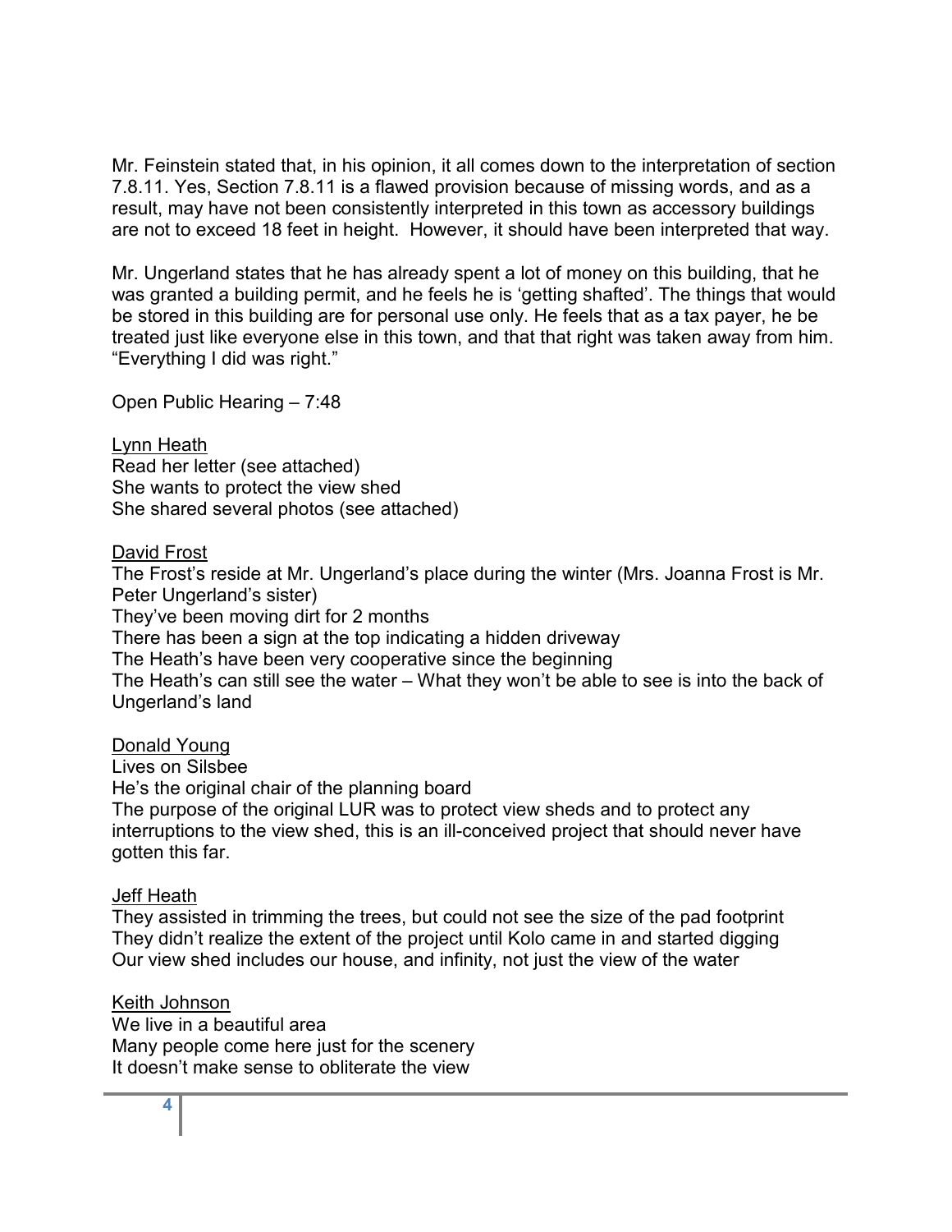Mr. Feinstein stated that, in his opinion, it all comes down to the interpretation of section 7.8.11. Yes, Section 7.8.11 is a flawed provision because of missing words, and as a result, may have not been consistently interpreted in this town as accessory buildings are not to exceed 18 feet in height. However, it should have been interpreted that way.

Mr. Ungerland states that he has already spent a lot of money on this building, that he was granted a building permit, and he feels he is 'getting shafted'. The things that would be stored in this building are for personal use only. He feels that as a tax payer, he be treated just like everyone else in this town, and that that right was taken away from him. "Everything I did was right."

Open Public Hearing – 7:48

<u>Lynn Heath</u>
Read her letter (see attached)
She wants to protect the view shed
She shared several photos (see attached)

<u>David Frost</u>
The Frost's reside at Mr. Ungerland's place during the winter (Mrs. Joanna Frost is Mr. Peter Ungerland's sister)
They've been moving dirt for 2 months
There has been a sign at the top indicating a hidden driveway
The Heath's have been very cooperative since the beginning
The Heath's can still see the water – What they won't be able to see is into the back of Ungerland's land

<u>Donald Young</u>
Lives on Silsbee
He's the original chair of the planning board
The purpose of the original LUR was to protect view sheds and to protect any interruptions to the view shed, this is an ill-conceived project that should never have gotten this far.

<u>Jeff Heath</u>
They assisted in trimming the trees, but could not see the size of the pad footprint
They didn't realize the extent of the project until Kolo came in and started digging
Our view shed includes our house, and infinity, not just the view of the water

<u>Keith Johnson</u>
We live in a beautiful area
Many people come here just for the scenery
It doesn't make sense to obliterate the view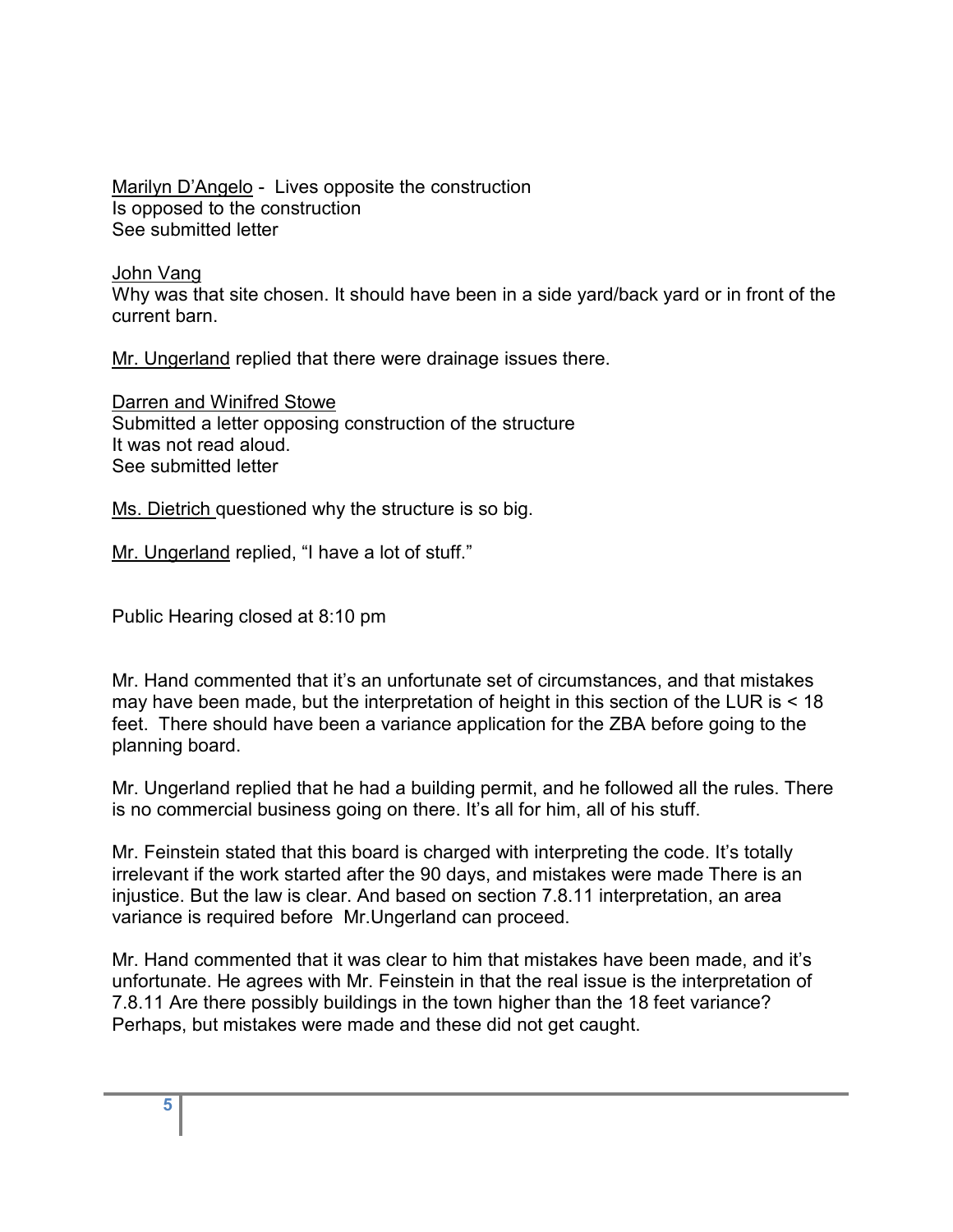Marilyn D'Angelo - Lives opposite the construction
Is opposed to the construction
See submitted letter

John Vang
Why was that site chosen. It should have been in a side yard/back yard or in front of the current barn.

Mr. Ungerland replied that there were drainage issues there.

Darren and Winifred Stowe
Submitted a letter opposing construction of the structure
It was not read aloud.
See submitted letter

Ms. Dietrich questioned why the structure is so big.

Mr. Ungerland replied, "I have a lot of stuff."

Public Hearing closed at 8:10 pm

Mr. Hand commented that it's an unfortunate set of circumstances, and that mistakes may have been made, but the interpretation of height in this section of the LUR is < 18 feet. There should have been a variance application for the ZBA before going to the planning board.

Mr. Ungerland replied that he had a building permit, and he followed all the rules. There is no commercial business going on there. It's all for him, all of his stuff.

Mr. Feinstein stated that this board is charged with interpreting the code. It's totally irrelevant if the work started after the 90 days, and mistakes were made There is an injustice. But the law is clear. And based on section 7.8.11 interpretation, an area variance is required before Mr.Ungerland can proceed.

Mr. Hand commented that it was clear to him that mistakes have been made, and it's unfortunate. He agrees with Mr. Feinstein in that the real issue is the interpretation of 7.8.11 Are there possibly buildings in the town higher than the 18 feet variance? Perhaps, but mistakes were made and these did not get caught.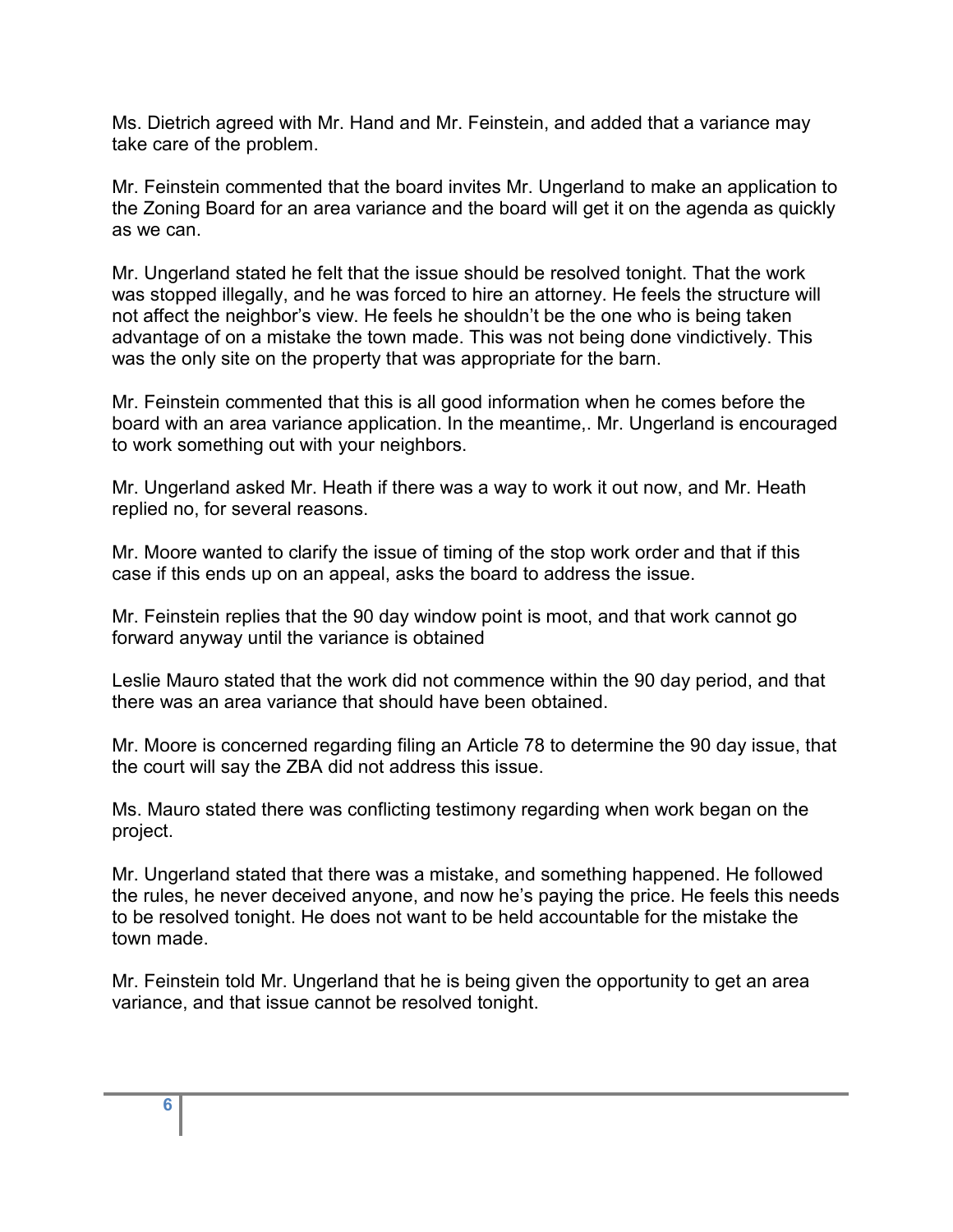Ms. Dietrich agreed with Mr. Hand and Mr. Feinstein, and added that a variance may take care of the problem.

Mr. Feinstein commented that the board invites Mr. Ungerland to make an application to the Zoning Board for an area variance and the board will get it on the agenda as quickly as we can.

Mr. Ungerland stated he felt that the issue should be resolved tonight. That the work was stopped illegally, and he was forced to hire an attorney. He feels the structure will not affect the neighbor's view. He feels he shouldn't be the one who is being taken advantage of on a mistake the town made. This was not being done vindictively. This was the only site on the property that was appropriate for the barn.

Mr. Feinstein commented that this is all good information when he comes before the board with an area variance application. In the meantime,. Mr. Ungerland is encouraged to work something out with your neighbors.

Mr. Ungerland asked Mr. Heath if there was a way to work it out now, and Mr. Heath replied no, for several reasons.

Mr. Moore wanted to clarify the issue of timing of the stop work order and that if this case if this ends up on an appeal, asks the board to address the issue.

Mr. Feinstein replies that the 90 day window point is moot, and that work cannot go forward anyway until the variance is obtained

Leslie Mauro stated that the work did not commence within the 90 day period, and that there was an area variance that should have been obtained.

Mr. Moore is concerned regarding filing an Article 78 to determine the 90 day issue, that the court will say the ZBA did not address this issue.

Ms. Mauro stated there was conflicting testimony regarding when work began on the project.

Mr. Ungerland stated that there was a mistake, and something happened. He followed the rules, he never deceived anyone, and now he's paying the price. He feels this needs to be resolved tonight. He does not want to be held accountable for the mistake the town made.

Mr. Feinstein told Mr. Ungerland that he is being given the opportunity to get an area variance, and that issue cannot be resolved tonight.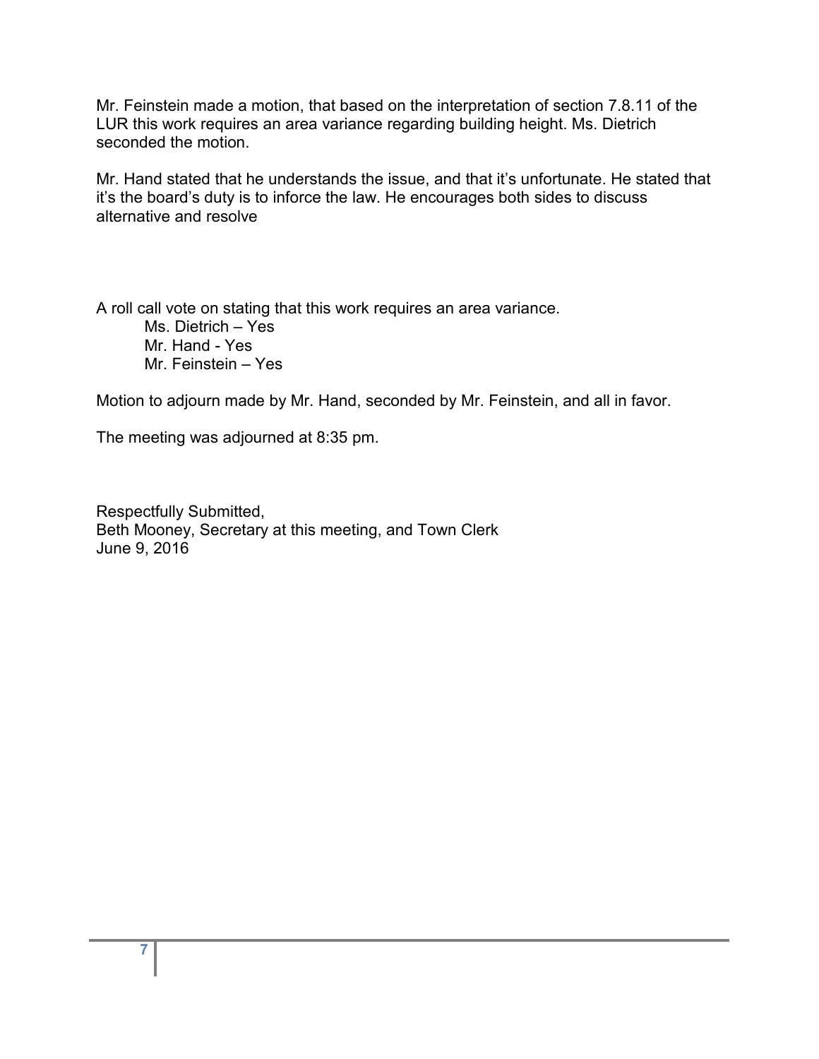Mr. Feinstein made a motion, that based on the interpretation of section 7.8.11 of the LUR this work requires an area variance regarding building height. Ms. Dietrich seconded the motion.

Mr. Hand stated that he understands the issue, and that it's unfortunate. He stated that it's the board's duty is to inforce the law. He encourages both sides to discuss alternative and resolve

A roll call vote on stating that this work requires an area variance.

Ms. Dietrich – Yes
Mr. Hand - Yes
Mr. Feinstein – Yes

Motion to adjourn made by Mr. Hand, seconded by Mr. Feinstein, and all in favor.

The meeting was adjourned at 8:35 pm.

Respectfully Submitted,
Beth Mooney, Secretary at this meeting, and Town Clerk
June 9, 2016